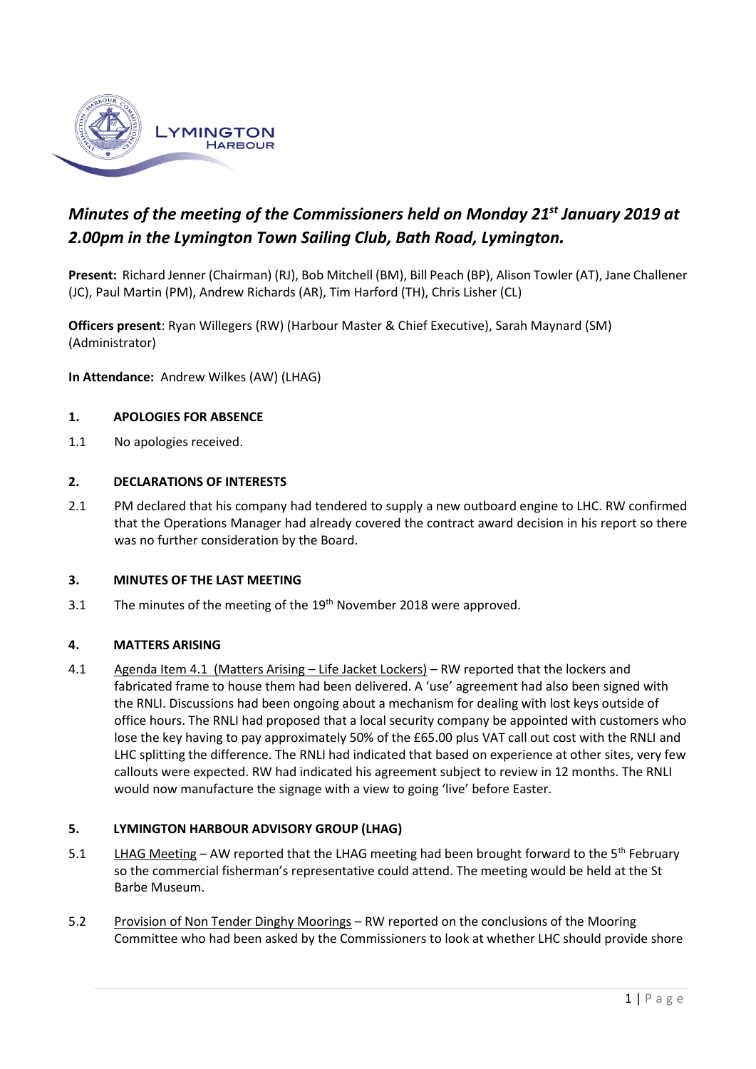LYMINGTON HARBOUR

## *Minutes of the meeting of the Commissioners held on Monday 21st January 2019 at 2.00pm in the Lymington Town Sailing Club, Bath Road, Lymington.*

**Present:** Richard Jenner (Chairman) (RJ), Bob Mitchell (BM), Bill Peach (BP), Alison Towler (AT), Jane Challener (JC), Paul Martin (PM), Andrew Richards (AR), Tim Harford (TH), Chris Lisher (CL)

**Officers present**: Ryan Willegers (RW) (Harbour Master & Chief Executive), Sarah Maynard (SM) (Administrator)

**In Attendance:** Andrew Wilkes (AW) (LHAG)

### 1. APOLOGIES FOR ABSENCE

1.1 No apologies received.

### 2. DECLARATIONS OF INTERESTS

2.1 PM declared that his company had tendered to supply a new outboard engine to LHC. RW confirmed that the Operations Manager had already covered the contract award decision in his report so there was no further consideration by the Board.

### 3. MINUTES OF THE LAST MEETING

3.1 The minutes of the meeting of the 19th November 2018 were approved.

### 4. MATTERS ARISING

4.1 Agenda Item 4.1 (Matters Arising – Life Jacket Lockers) – RW reported that the lockers and fabricated frame to house them had been delivered. A 'use' agreement had also been signed with the RNLI. Discussions had been ongoing about a mechanism for dealing with lost keys outside of office hours. The RNLI had proposed that a local security company be appointed with customers who lose the key having to pay approximately 50% of the £65.00 plus VAT call out cost with the RNLI and LHC splitting the difference. The RNLI had indicated that based on experience at other sites, very few callouts were expected. RW had indicated his agreement subject to review in 12 months. The RNLI would now manufacture the signage with a view to going 'live' before Easter.

### 5. LYMINGTON HARBOUR ADVISORY GROUP (LHAG)

5.1 LHAG Meeting – AW reported that the LHAG meeting had been brought forward to the 5th February so the commercial fisherman's representative could attend. The meeting would be held at the St Barbe Museum.

5.2 Provision of Non Tender Dinghy Moorings – RW reported on the conclusions of the Mooring Committee who had been asked by the Commissioners to look at whether LHC should provide shore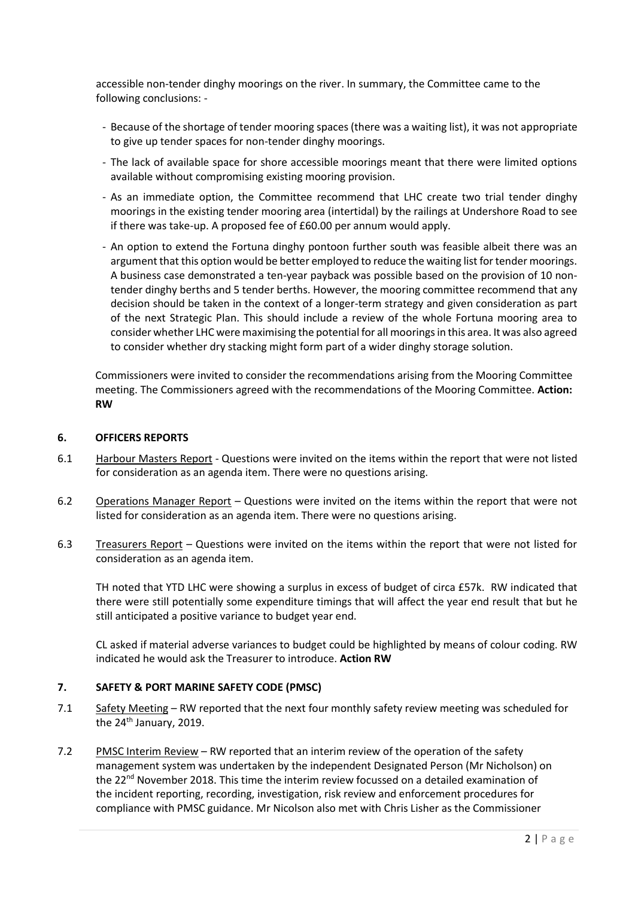accessible non-tender dinghy moorings on the river. In summary, the Committee came to the following conclusions: -

- Because of the shortage of tender mooring spaces (there was a waiting list), it was not appropriate to give up tender spaces for non-tender dinghy moorings.
- The lack of available space for shore accessible moorings meant that there were limited options available without compromising existing mooring provision.
- As an immediate option, the Committee recommend that LHC create two trial tender dinghy moorings in the existing tender mooring area (intertidal) by the railings at Undershore Road to see if there was take-up. A proposed fee of £60.00 per annum would apply.
- An option to extend the Fortuna dinghy pontoon further south was feasible albeit there was an argument that this option would be better employed to reduce the waiting list for tender moorings. A business case demonstrated a ten-year payback was possible based on the provision of 10 non-tender dinghy berths and 5 tender berths. However, the mooring committee recommend that any decision should be taken in the context of a longer-term strategy and given consideration as part of the next Strategic Plan. This should include a review of the whole Fortuna mooring area to consider whether LHC were maximising the potential for all moorings in this area. It was also agreed to consider whether dry stacking might form part of a wider dinghy storage solution.

Commissioners were invited to consider the recommendations arising from the Mooring Committee meeting. The Commissioners agreed with the recommendations of the Mooring Committee. **Action: RW**

## 6. OFFICERS REPORTS

6.1 Harbour Masters Report - Questions were invited on the items within the report that were not listed for consideration as an agenda item. There were no questions arising.

6.2 Operations Manager Report – Questions were invited on the items within the report that were not listed for consideration as an agenda item. There were no questions arising.

6.3 Treasurers Report – Questions were invited on the items within the report that were not listed for consideration as an agenda item.

TH noted that YTD LHC were showing a surplus in excess of budget of circa £57k. RW indicated that there were still potentially some expenditure timings that will affect the year end result that but he still anticipated a positive variance to budget year end.

CL asked if material adverse variances to budget could be highlighted by means of colour coding. RW indicated he would ask the Treasurer to introduce. **Action RW**

## 7. SAFETY & PORT MARINE SAFETY CODE (PMSC)

7.1 Safety Meeting – RW reported that the next four monthly safety review meeting was scheduled for the 24th January, 2019.

7.2 PMSC Interim Review – RW reported that an interim review of the operation of the safety management system was undertaken by the independent Designated Person (Mr Nicholson) on the 22nd November 2018. This time the interim review focussed on a detailed examination of the incident reporting, recording, investigation, risk review and enforcement procedures for compliance with PMSC guidance. Mr Nicolson also met with Chris Lisher as the Commissioner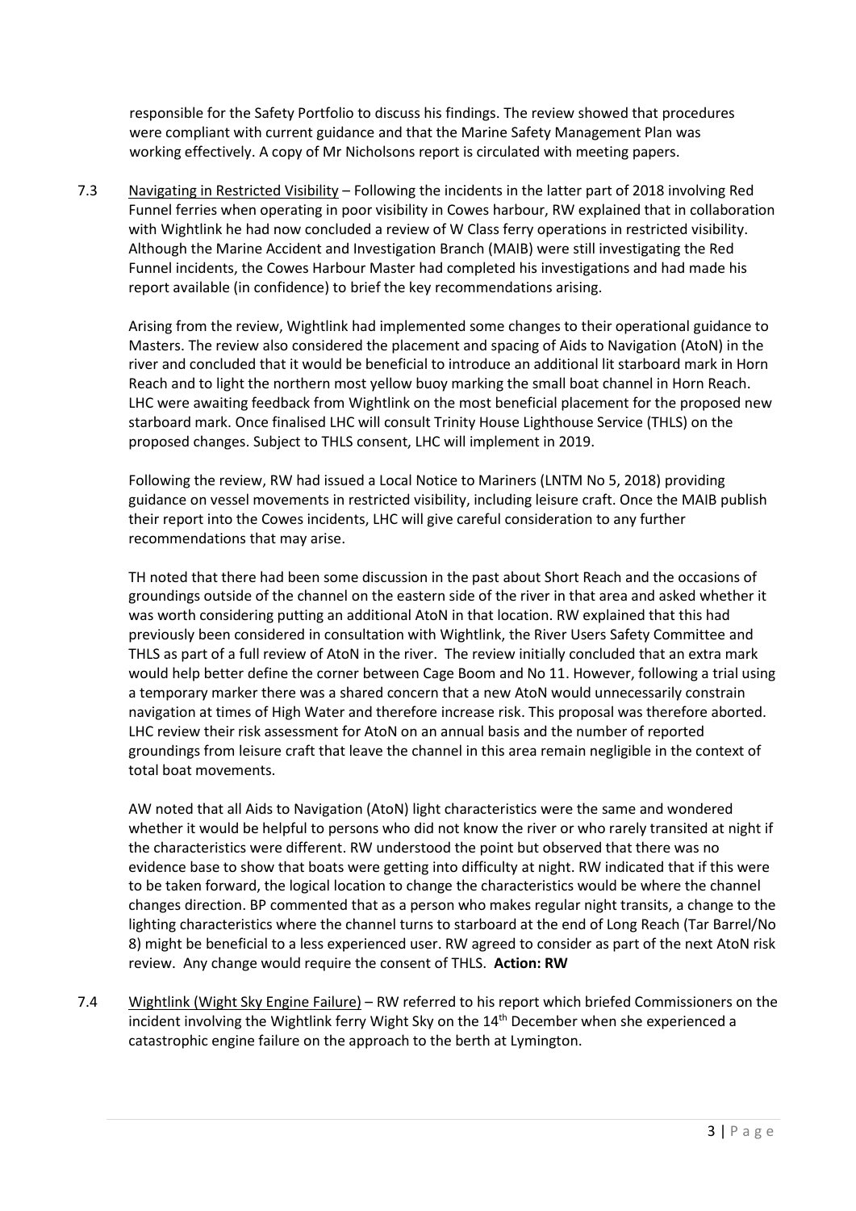responsible for the Safety Portfolio to discuss his findings. The review showed that procedures were compliant with current guidance and that the Marine Safety Management Plan was working effectively. A copy of Mr Nicholsons report is circulated with meeting papers.

7.3 Navigating in Restricted Visibility – Following the incidents in the latter part of 2018 involving Red Funnel ferries when operating in poor visibility in Cowes harbour, RW explained that in collaboration with Wightlink he had now concluded a review of W Class ferry operations in restricted visibility. Although the Marine Accident and Investigation Branch (MAIB) were still investigating the Red Funnel incidents, the Cowes Harbour Master had completed his investigations and had made his report available (in confidence) to brief the key recommendations arising.

Arising from the review, Wightlink had implemented some changes to their operational guidance to Masters. The review also considered the placement and spacing of Aids to Navigation (AtoN) in the river and concluded that it would be beneficial to introduce an additional lit starboard mark in Horn Reach and to light the northern most yellow buoy marking the small boat channel in Horn Reach. LHC were awaiting feedback from Wightlink on the most beneficial placement for the proposed new starboard mark. Once finalised LHC will consult Trinity House Lighthouse Service (THLS) on the proposed changes. Subject to THLS consent, LHC will implement in 2019.

Following the review, RW had issued a Local Notice to Mariners (LNTM No 5, 2018) providing guidance on vessel movements in restricted visibility, including leisure craft. Once the MAIB publish their report into the Cowes incidents, LHC will give careful consideration to any further recommendations that may arise.

TH noted that there had been some discussion in the past about Short Reach and the occasions of groundings outside of the channel on the eastern side of the river in that area and asked whether it was worth considering putting an additional AtoN in that location. RW explained that this had previously been considered in consultation with Wightlink, the River Users Safety Committee and THLS as part of a full review of AtoN in the river. The review initially concluded that an extra mark would help better define the corner between Cage Boom and No 11. However, following a trial using a temporary marker there was a shared concern that a new AtoN would unnecessarily constrain navigation at times of High Water and therefore increase risk. This proposal was therefore aborted. LHC review their risk assessment for AtoN on an annual basis and the number of reported groundings from leisure craft that leave the channel in this area remain negligible in the context of total boat movements.

AW noted that all Aids to Navigation (AtoN) light characteristics were the same and wondered whether it would be helpful to persons who did not know the river or who rarely transited at night if the characteristics were different. RW understood the point but observed that there was no evidence base to show that boats were getting into difficulty at night. RW indicated that if this were to be taken forward, the logical location to change the characteristics would be where the channel changes direction. BP commented that as a person who makes regular night transits, a change to the lighting characteristics where the channel turns to starboard at the end of Long Reach (Tar Barrel/No 8) might be beneficial to a less experienced user. RW agreed to consider as part of the next AtoN risk review. Any change would require the consent of THLS. **Action: RW**

7.4 Wightlink (Wight Sky Engine Failure) – RW referred to his report which briefed Commissioners on the incident involving the Wightlink ferry Wight Sky on the 14th December when she experienced a catastrophic engine failure on the approach to the berth at Lymington.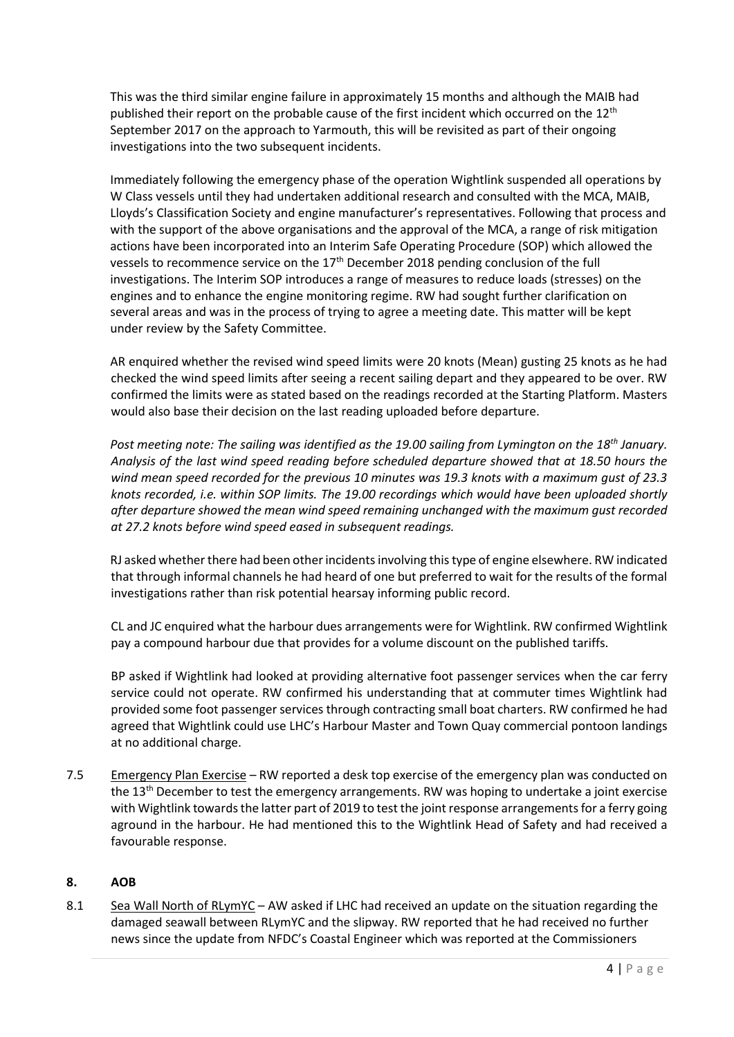This was the third similar engine failure in approximately 15 months and although the MAIB had published their report on the probable cause of the first incident which occurred on the 12th September 2017 on the approach to Yarmouth, this will be revisited as part of their ongoing investigations into the two subsequent incidents.

Immediately following the emergency phase of the operation Wightlink suspended all operations by W Class vessels until they had undertaken additional research and consulted with the MCA, MAIB, Lloyds's Classification Society and engine manufacturer's representatives. Following that process and with the support of the above organisations and the approval of the MCA, a range of risk mitigation actions have been incorporated into an Interim Safe Operating Procedure (SOP) which allowed the vessels to recommence service on the 17th December 2018 pending conclusion of the full investigations. The Interim SOP introduces a range of measures to reduce loads (stresses) on the engines and to enhance the engine monitoring regime. RW had sought further clarification on several areas and was in the process of trying to agree a meeting date. This matter will be kept under review by the Safety Committee.

AR enquired whether the revised wind speed limits were 20 knots (Mean) gusting 25 knots as he had checked the wind speed limits after seeing a recent sailing depart and they appeared to be over. RW confirmed the limits were as stated based on the readings recorded at the Starting Platform. Masters would also base their decision on the last reading uploaded before departure.

*Post meeting note: The sailing was identified as the 19.00 sailing from Lymington on the 18th January. Analysis of the last wind speed reading before scheduled departure showed that at 18.50 hours the wind mean speed recorded for the previous 10 minutes was 19.3 knots with a maximum gust of 23.3 knots recorded, i.e. within SOP limits. The 19.00 recordings which would have been uploaded shortly after departure showed the mean wind speed remaining unchanged with the maximum gust recorded at 27.2 knots before wind speed eased in subsequent readings.*

RJ asked whether there had been other incidents involving this type of engine elsewhere. RW indicated that through informal channels he had heard of one but preferred to wait for the results of the formal investigations rather than risk potential hearsay informing public record.

CL and JC enquired what the harbour dues arrangements were for Wightlink. RW confirmed Wightlink pay a compound harbour due that provides for a volume discount on the published tariffs.

BP asked if Wightlink had looked at providing alternative foot passenger services when the car ferry service could not operate. RW confirmed his understanding that at commuter times Wightlink had provided some foot passenger services through contracting small boat charters. RW confirmed he had agreed that Wightlink could use LHC's Harbour Master and Town Quay commercial pontoon landings at no additional charge.

7.5 Emergency Plan Exercise – RW reported a desk top exercise of the emergency plan was conducted on the 13th December to test the emergency arrangements. RW was hoping to undertake a joint exercise with Wightlink towards the latter part of 2019 to test the joint response arrangements for a ferry going aground in the harbour. He had mentioned this to the Wightlink Head of Safety and had received a favourable response.

## 8. AOB

8.1 Sea Wall North of RLymYC – AW asked if LHC had received an update on the situation regarding the damaged seawall between RLymYC and the slipway. RW reported that he had received no further news since the update from NFDC's Coastal Engineer which was reported at the Commissioners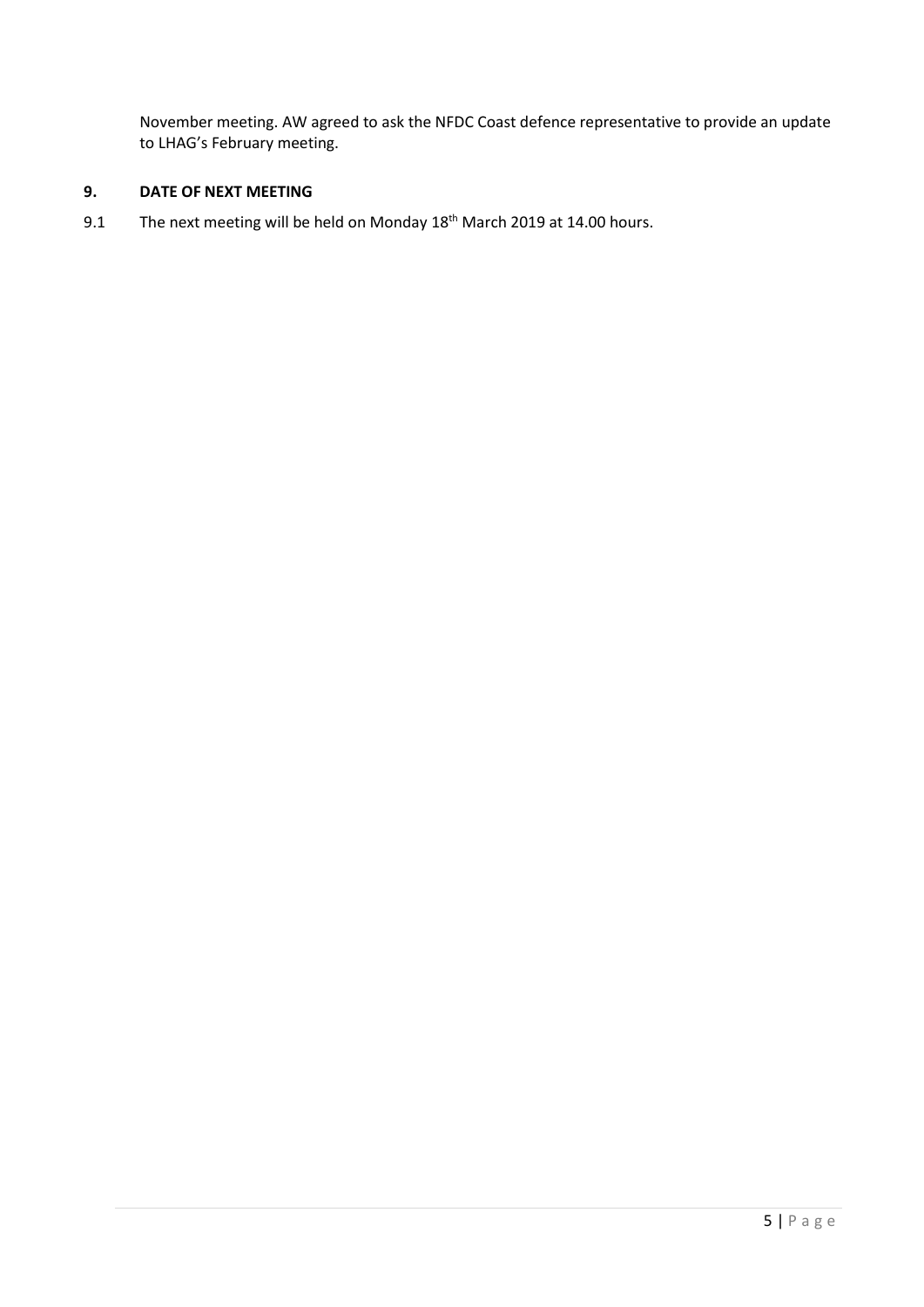November meeting. AW agreed to ask the NFDC Coast defence representative to provide an update to LHAG's February meeting.

## 9. DATE OF NEXT MEETING

9.1 The next meeting will be held on Monday 18th March 2019 at 14.00 hours.